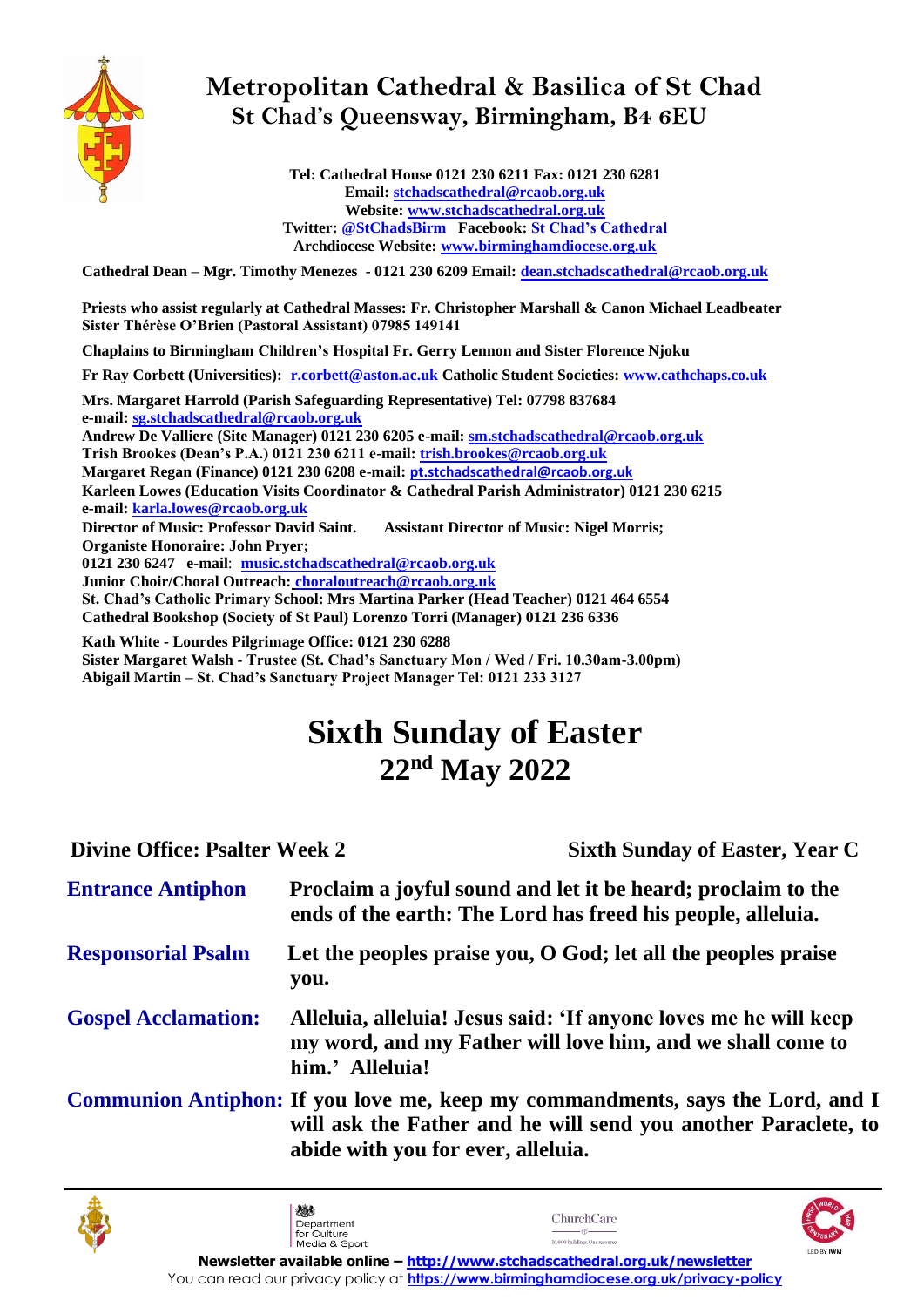# Metropolitan Cathedral & Basilica of St Chad

## St Chad's Queensway, Birmingham, B4 6EU

**Tel: Cathedral House 0121 230 6211 Fax: 0121 230 6281**
**Email: stchadscathedral@rcaob.org.uk**
**Website: www.stchadscathedral.org.uk**
**Twitter: @StChadsBirm Facebook: St Chad's Cathedral**
**Archdiocese Website: www.birminghamdiocese.org.uk**

**Cathedral Dean – Mgr. Timothy Menezes - 0121 230 6209 Email: dean.stchadscathedral@rcaob.org.uk**

**Priests who assist regularly at Cathedral Masses: Fr. Christopher Marshall & Canon Michael Leadbeater**
**Sister Thérèse O'Brien (Pastoral Assistant) 07985 149141**

**Chaplains to Birmingham Children's Hospital Fr. Gerry Lennon and Sister Florence Njoku**

**Fr Ray Corbett (Universities): r.corbett@aston.ac.uk Catholic Student Societies: www.cathchaps.co.uk**

**Mrs. Margaret Harrold (Parish Safeguarding Representative) Tel: 07798 837684**
**e-mail: sg.stchadscathedral@rcaob.org.uk**
**Andrew De Valliere (Site Manager) 0121 230 6205 e-mail: sm.stchadscathedral@rcaob.org.uk**
**Trish Brookes (Dean's P.A.) 0121 230 6211 e-mail: trish.brookes@rcaob.org.uk**
**Margaret Regan (Finance) 0121 230 6208 e-mail: pt.stchadscathedral@rcaob.org.uk**
**Karleen Lowes (Education Visits Coordinator & Cathedral Parish Administrator) 0121 230 6215**
**e-mail: karla.lowes@rcaob.org.uk**
**Director of Music: Professor David Saint. Assistant Director of Music: Nigel Morris;**
**Organiste Honoraire: John Pryer;**
**0121 230 6247 e-mail: music.stchadscathedral@rcaob.org.uk**
**Junior Choir/Choral Outreach: choraloutreach@rcaob.org.uk**
**St. Chad's Catholic Primary School: Mrs Martina Parker (Head Teacher) 0121 464 6554**
**Cathedral Bookshop (Society of St Paul) Lorenzo Torri (Manager) 0121 236 6336**

**Kath White - Lourdes Pilgrimage Office: 0121 230 6288**
**Sister Margaret Walsh - Trustee (St. Chad's Sanctuary Mon / Wed / Fri. 10.30am-3.00pm)**
**Abigail Martin – St. Chad's Sanctuary Project Manager Tel: 0121 233 3127**

# Sixth Sunday of Easter
# 22nd May 2022

**Divine Office: Psalter Week 2** — **Sixth Sunday of Easter, Year C**

**Entrance Antiphon** — **Proclaim a joyful sound and let it be heard; proclaim to the ends of the earth: The Lord has freed his people, alleluia.**

**Responsorial Psalm** — **Let the peoples praise you, O God; let all the peoples praise you.**

**Gospel Acclamation:** — **Alleluia, alleluia! Jesus said: 'If anyone loves me he will keep my word, and my Father will love him, and we shall come to him.' Alleluia!**

**Communion Antiphon:** — **If you love me, keep my commandments, says the Lord, and I will ask the Father and he will send you another Paraclete, to abide with you for ever, alleluia.**

Department for Culture Media & Sport | ChurchCare | First World War Centenary, Led by IWM

**Newsletter available online – http://www.stchadscathedral.org.uk/newsletter**
You can read our privacy policy at **https://www.birminghamdiocese.org.uk/privacy-policy**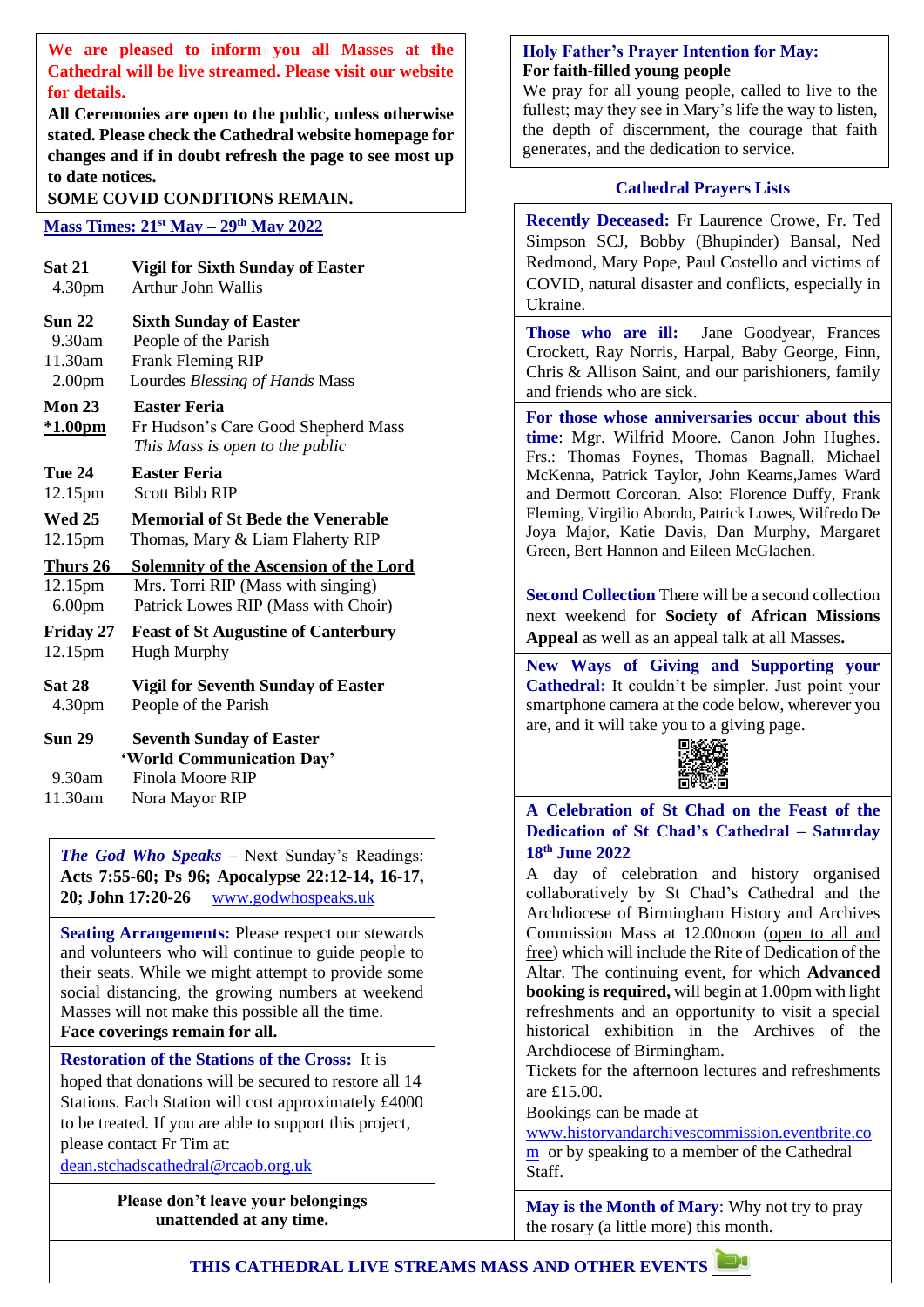**We are pleased to inform you all Masses at the Cathedral will be live streamed. Please visit our website for details.**

**All Ceremonies are open to the public, unless otherwise stated. Please check the Cathedral website homepage for changes and if in doubt refresh the page to see most up to date notices.**

**SOME COVID CONDITIONS REMAIN.**

## Mass Times: 21st May – 29th May 2022

**Sat 21** — **Vigil for Sixth Sunday of Easter**
4.30pm — Arthur John Wallis

**Sun 22** — **Sixth Sunday of Easter**
9.30am — People of the Parish
11.30am — Frank Fleming RIP
2.00pm — Lourdes *Blessing of Hands* Mass

**Mon 23** — **Easter Feria**
**\*1.00pm** — Fr Hudson's Care Good Shepherd Mass
*This Mass is open to the public*

**Tue 24** — **Easter Feria**
12.15pm — Scott Bibb RIP

**Wed 25** — **Memorial of St Bede the Venerable**
12.15pm — Thomas, Mary & Liam Flaherty RIP

**Thurs 26** — **Solemnity of the Ascension of the Lord**
12.15pm — Mrs. Torri RIP (Mass with singing)
6.00pm — Patrick Lowes RIP (Mass with Choir)

**Friday 27** — **Feast of St Augustine of Canterbury**
12.15pm — Hugh Murphy

**Sat 28** — **Vigil for Seventh Sunday of Easter**
4.30pm — People of the Parish

**Sun 29** — **Seventh Sunday of Easter**
**'World Communication Day'**
9.30am — Finola Moore RIP
11.30am — Nora Mayor RIP

***The God Who Speaks*** – Next Sunday's Readings: **Acts 7:55-60; Ps 96; Apocalypse 22:12-14, 16-17, 20; John 17:20-26** www.godwhospeaks.uk

**Seating Arrangements:** Please respect our stewards and volunteers who will continue to guide people to their seats. While we might attempt to provide some social distancing, the growing numbers at weekend Masses will not make this possible all the time.
**Face coverings remain for all.**

**Restoration of the Stations of the Cross:** It is hoped that donations will be secured to restore all 14 Stations. Each Station will cost approximately £4000 to be treated. If you are able to support this project, please contact Fr Tim at: dean.stchadscathedral@rcaob.org.uk

**Please don't leave your belongings unattended at any time.**

**Holy Father's Prayer Intention for May:**
**For faith-filled young people**
We pray for all young people, called to live to the fullest; may they see in Mary's life the way to listen, the depth of discernment, the courage that faith generates, and the dedication to service.

## Cathedral Prayers Lists

**Recently Deceased:** Fr Laurence Crowe, Fr. Ted Simpson SCJ, Bobby (Bhupinder) Bansal, Ned Redmond, Mary Pope, Paul Costello and victims of COVID, natural disaster and conflicts, especially in Ukraine.

**Those who are ill:** Jane Goodyear, Frances Crockett, Ray Norris, Harpal, Baby George, Finn, Chris & Allison Saint, and our parishioners, family and friends who are sick.

**For those whose anniversaries occur about this time**: Mgr. Wilfrid Moore. Canon John Hughes. Frs.: Thomas Foynes, Thomas Bagnall, Michael McKenna, Patrick Taylor, John Kearns,James Ward and Dermott Corcoran. Also: Florence Duffy, Frank Fleming, Virgilio Abordo, Patrick Lowes, Wilfredo De Joya Major, Katie Davis, Dan Murphy, Margaret Green, Bert Hannon and Eileen McGlachen.

**Second Collection** There will be a second collection next weekend for **Society of African Missions Appeal** as well as an appeal talk at all Masses**.**

**New Ways of Giving and Supporting your Cathedral:** It couldn't be simpler. Just point your smartphone camera at the code below, wherever you are, and it will take you to a giving page.

**A Celebration of St Chad on the Feast of the Dedication of St Chad's Cathedral – Saturday 18th June 2022**
A day of celebration and history organised collaboratively by St Chad's Cathedral and the Archdiocese of Birmingham History and Archives Commission Mass at 12.00noon (open to all and free) which will include the Rite of Dedication of the Altar. The continuing event, for which **Advanced booking is required,** will begin at 1.00pm with light refreshments and an opportunity to visit a special historical exhibition in the Archives of the Archdiocese of Birmingham.
Tickets for the afternoon lectures and refreshments are £15.00.
Bookings can be made at www.historyandarchivescommission.eventbrite.com or by speaking to a member of the Cathedral Staff.

**May is the Month of Mary**: Why not try to pray the rosary (a little more) this month.

**THIS CATHEDRAL LIVE STREAMS MASS AND OTHER EVENTS**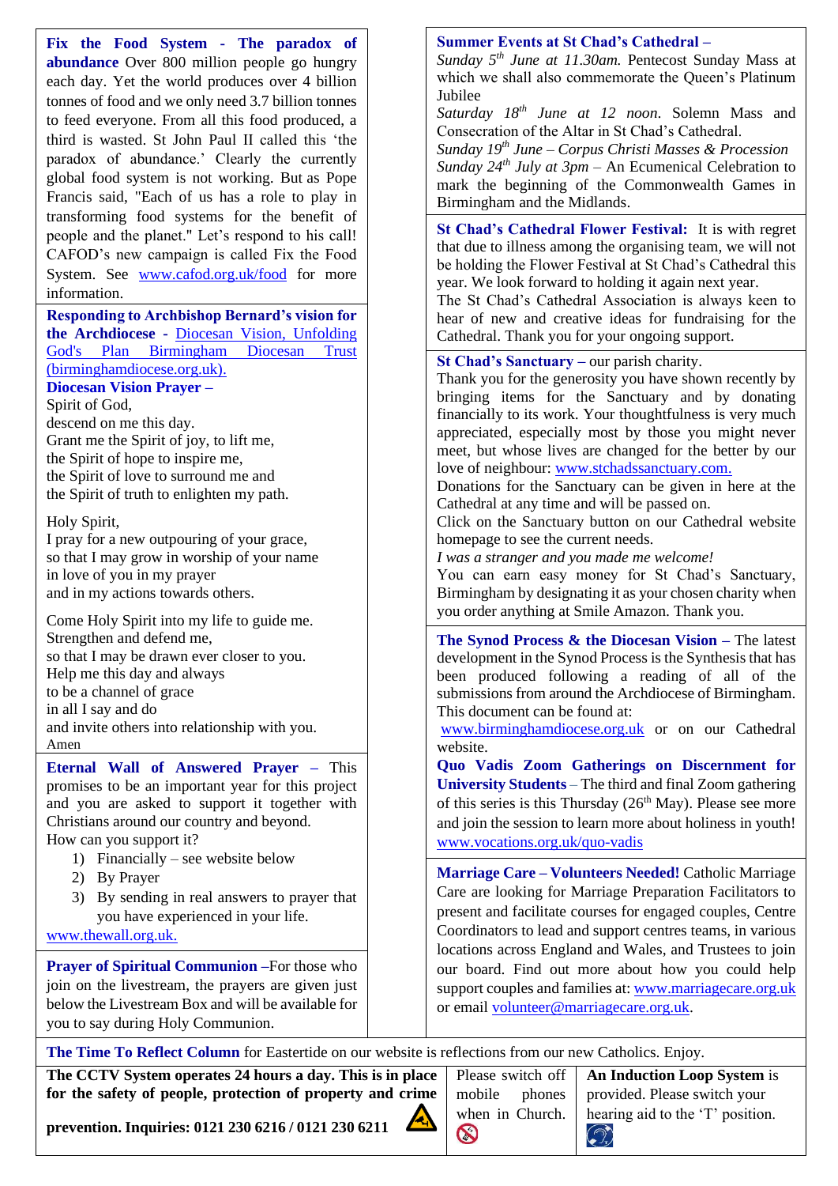**Fix the Food System - The paradox of abundance** Over 800 million people go hungry each day. Yet the world produces over 4 billion tonnes of food and we only need 3.7 billion tonnes to feed everyone. From all this food produced, a third is wasted. St John Paul II called this 'the paradox of abundance.' Clearly the currently global food system is not working. But as Pope Francis said, "Each of us has a role to play in transforming food systems for the benefit of people and the planet." Let's respond to his call! CAFOD's new campaign is called Fix the Food System. See www.cafod.org.uk/food for more information.

**Responding to Archbishop Bernard's vision for the Archdiocese** - Diocesan Vision, Unfolding God's Plan Birmingham Diocesan Trust (birminghamdiocese.org.uk).

**Diocesan Vision Prayer** –

Spirit of God,
descend on me this day.
Grant me the Spirit of joy, to lift me,
the Spirit of hope to inspire me,
the Spirit of love to surround me and
the Spirit of truth to enlighten my path.

Holy Spirit,
I pray for a new outpouring of your grace,
so that I may grow in worship of your name
in love of you in my prayer
and in my actions towards others.

Come Holy Spirit into my life to guide me.
Strengthen and defend me,
so that I may be drawn ever closer to you.
Help me this day and always
to be a channel of grace
in all I say and do
and invite others into relationship with you.
Amen

**Eternal Wall of Answered Prayer** – This promises to be an important year for this project and you are asked to support it together with Christians around our country and beyond.
How can you support it?

1) Financially – see website below
2) By Prayer
3) By sending in real answers to prayer that you have experienced in your life.

www.thewall.org.uk.

**Prayer of Spiritual Communion** –For those who join on the livestream, the prayers are given just below the Livestream Box and will be available for you to say during Holy Communion.

**Summer Events at St Chad's Cathedral** –

*Sunday 5th June at 11.30am.* Pentecost Sunday Mass at which we shall also commemorate the Queen's Platinum Jubilee

*Saturday 18th June at 12 noon*. Solemn Mass and Consecration of the Altar in St Chad's Cathedral.

*Sunday 19th June – Corpus Christi Masses & Procession*

*Sunday 24th July at 3pm* – An Ecumenical Celebration to mark the beginning of the Commonwealth Games in Birmingham and the Midlands.

**St Chad's Cathedral Flower Festival:** It is with regret that due to illness among the organising team, we will not be holding the Flower Festival at St Chad's Cathedral this year. We look forward to holding it again next year.
The St Chad's Cathedral Association is always keen to hear of new and creative ideas for fundraising for the Cathedral. Thank you for your ongoing support.

**St Chad's Sanctuary** – our parish charity.
Thank you for the generosity you have shown recently by bringing items for the Sanctuary and by donating financially to its work. Your thoughtfulness is very much appreciated, especially most by those you might never meet, but whose lives are changed for the better by our love of neighbour: www.stchadssanctuary.com.
Donations for the Sanctuary can be given in here at the Cathedral at any time and will be passed on.
Click on the Sanctuary button on our Cathedral website homepage to see the current needs.
*I was a stranger and you made me welcome!*
You can earn easy money for St Chad's Sanctuary, Birmingham by designating it as your chosen charity when you order anything at Smile Amazon. Thank you.

**The Synod Process & the Diocesan Vision** – The latest development in the Synod Process is the Synthesis that has been produced following a reading of all of the submissions from around the Archdiocese of Birmingham. This document can be found at:
www.birminghamdiocese.org.uk or on our Cathedral website.

**Quo Vadis Zoom Gatherings on Discernment for University Students** – The third and final Zoom gathering of this series is this Thursday (26th May). Please see more and join the session to learn more about holiness in youth! www.vocations.org.uk/quo-vadis

**Marriage Care – Volunteers Needed!** Catholic Marriage Care are looking for Marriage Preparation Facilitators to present and facilitate courses for engaged couples, Centre Coordinators to lead and support centres teams, in various locations across England and Wales, and Trustees to join our board. Find out more about how you could help support couples and families at: www.marriagecare.org.uk or email volunteer@marriagecare.org.uk.

**The Time To Reflect Column** for Eastertide on our website is reflections from our new Catholics. Enjoy.

**The CCTV System operates 24 hours a day. This is in place for the safety of people, protection of property and crime prevention. Inquiries: 0121 230 6216 / 0121 230 6211**

Please switch off mobile phones when in Church.

**An Induction Loop System** is provided. Please switch your hearing aid to the 'T' position.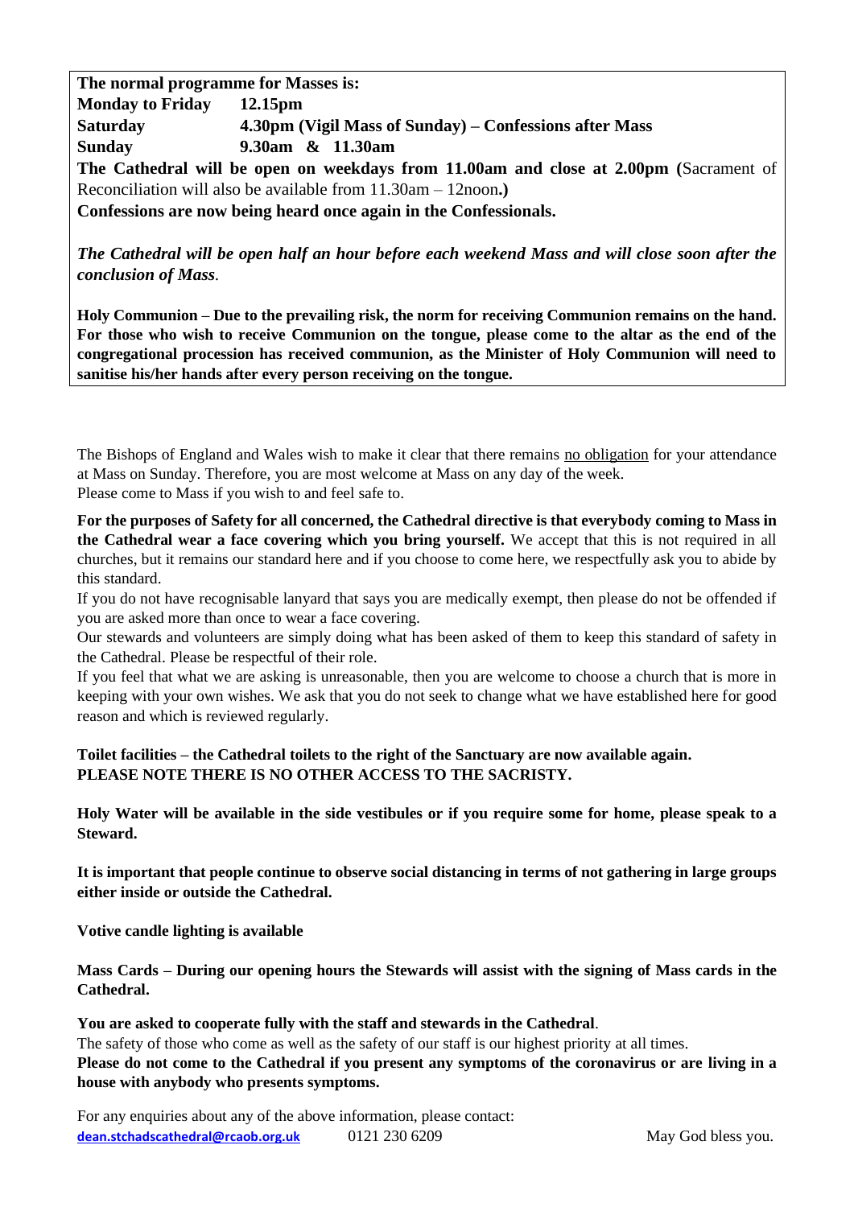**The normal programme for Masses is:**

| | |
|---|---|
| **Monday to Friday** | **12.15pm** |
| **Saturday** | **4.30pm (Vigil Mass of Sunday) – Confessions after Mass** |
| **Sunday** | **9.30am & 11.30am** |

**The Cathedral will be open on weekdays from 11.00am and close at 2.00pm (**Sacrament of Reconciliation will also be available from 11.30am – 12noon**.)**

**Confessions are now being heard once again in the Confessionals.**

***The Cathedral will be open half an hour before each weekend Mass and will close soon after the conclusion of Mass*.**

**Holy Communion – Due to the prevailing risk, the norm for receiving Communion remains on the hand. For those who wish to receive Communion on the tongue, please come to the altar as the end of the congregational procession has received communion, as the Minister of Holy Communion will need to sanitise his/her hands after every person receiving on the tongue.**

The Bishops of England and Wales wish to make it clear that there remains no obligation for your attendance at Mass on Sunday. Therefore, you are most welcome at Mass on any day of the week.
Please come to Mass if you wish to and feel safe to.

**For the purposes of Safety for all concerned, the Cathedral directive is that everybody coming to Mass in the Cathedral wear a face covering which you bring yourself.** We accept that this is not required in all churches, but it remains our standard here and if you choose to come here, we respectfully ask you to abide by this standard.

If you do not have recognisable lanyard that says you are medically exempt, then please do not be offended if you are asked more than once to wear a face covering.

Our stewards and volunteers are simply doing what has been asked of them to keep this standard of safety in the Cathedral. Please be respectful of their role.

If you feel that what we are asking is unreasonable, then you are welcome to choose a church that is more in keeping with your own wishes. We ask that you do not seek to change what we have established here for good reason and which is reviewed regularly.

**Toilet facilities – the Cathedral toilets to the right of the Sanctuary are now available again.**
**PLEASE NOTE THERE IS NO OTHER ACCESS TO THE SACRISTY.**

**Holy Water will be available in the side vestibules or if you require some for home, please speak to a Steward.**

**It is important that people continue to observe social distancing in terms of not gathering in large groups either inside or outside the Cathedral.**

**Votive candle lighting is available**

**Mass Cards – During our opening hours the Stewards will assist with the signing of Mass cards in the Cathedral.**

**You are asked to cooperate fully with the staff and stewards in the Cathedral**.

The safety of those who come as well as the safety of our staff is our highest priority at all times.

**Please do not come to the Cathedral if you present any symptoms of the coronavirus or are living in a house with anybody who presents symptoms.**

For any enquiries about any of the above information, please contact:
**dean.stchadscathedral@rcaob.org.uk** 0121 230 6209 May God bless you.